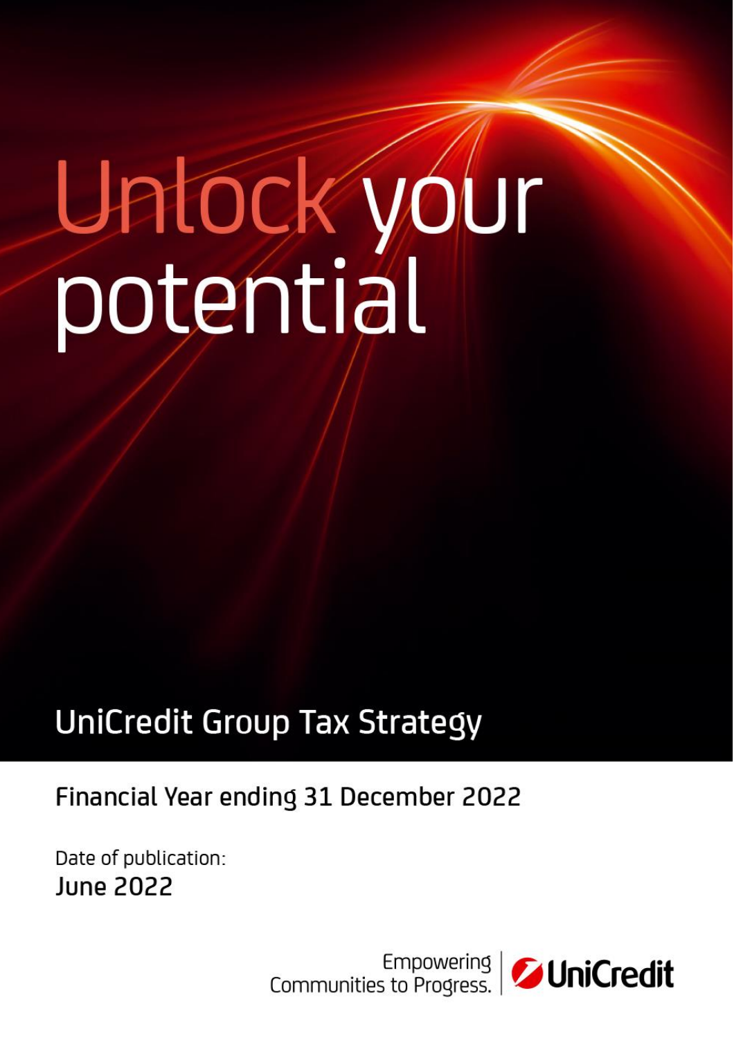# Unlock your potential

## UniCredit Group Tax Strategy

Financial Year ending 31 December 2022

Date of publication:
**June 2022**

Empowering Communities to Progress. | UniCredit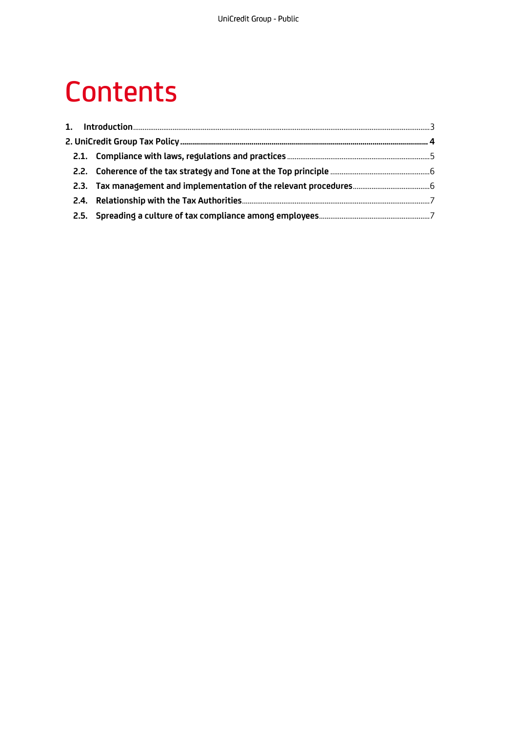# Contents

1. Introduction ........................................................................................ 3

**2. UniCredit Group Tax Policy ........................................................................ 4**

- 2.1. Compliance with laws, regulations and practices ........................................ 5
- 2.2. Coherence of the tax strategy and Tone at the Top principle ........................ 6
- 2.3. Tax management and implementation of the relevant procedures ................... 6
- 2.4. Relationship with the Tax Authorities ...................................................... 7
- 2.5. Spreading a culture of tax compliance among employees ............................... 7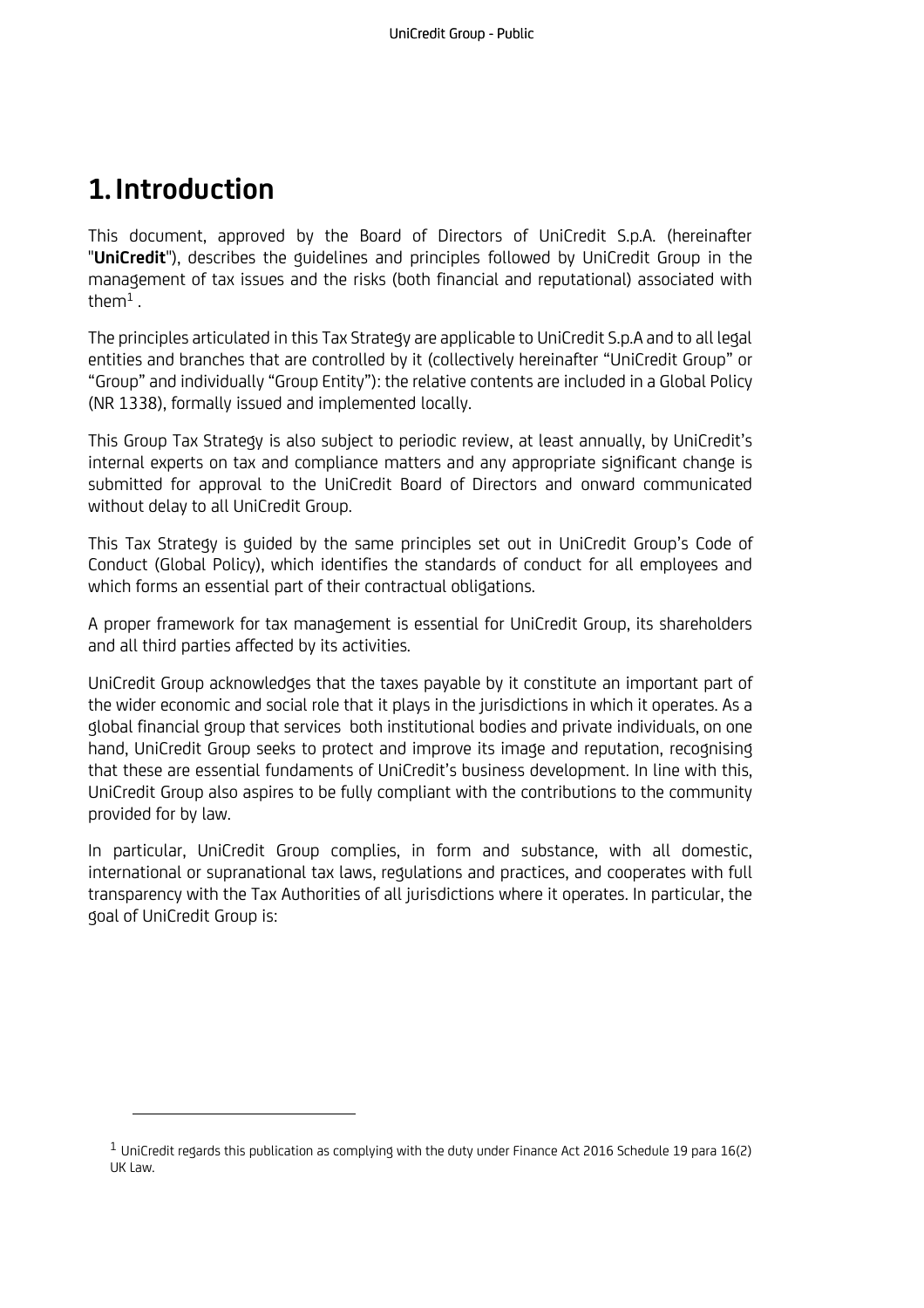# 1. Introduction

This document, approved by the Board of Directors of UniCredit S.p.A. (hereinafter "**UniCredit**"), describes the guidelines and principles followed by UniCredit Group in the management of tax issues and the risks (both financial and reputational) associated with them[1] .

The principles articulated in this Tax Strategy are applicable to UniCredit S.p.A and to all legal entities and branches that are controlled by it (collectively hereinafter "UniCredit Group" or "Group" and individually "Group Entity"): the relative contents are included in a Global Policy (NR 1338), formally issued and implemented locally.

This Group Tax Strategy is also subject to periodic review, at least annually, by UniCredit's internal experts on tax and compliance matters and any appropriate significant change is submitted for approval to the UniCredit Board of Directors and onward communicated without delay to all UniCredit Group.

This Tax Strategy is guided by the same principles set out in UniCredit Group's Code of Conduct (Global Policy), which identifies the standards of conduct for all employees and which forms an essential part of their contractual obligations.

A proper framework for tax management is essential for UniCredit Group, its shareholders and all third parties affected by its activities.

UniCredit Group acknowledges that the taxes payable by it constitute an important part of the wider economic and social role that it plays in the jurisdictions in which it operates. As a global financial group that services both institutional bodies and private individuals, on one hand, UniCredit Group seeks to protect and improve its image and reputation, recognising that these are essential fundaments of UniCredit's business development. In line with this, UniCredit Group also aspires to be fully compliant with the contributions to the community provided for by law.

In particular, UniCredit Group complies, in form and substance, with all domestic, international or supranational tax laws, regulations and practices, and cooperates with full transparency with the Tax Authorities of all jurisdictions where it operates. In particular, the goal of UniCredit Group is:

---

[1] UniCredit regards this publication as complying with the duty under Finance Act 2016 Schedule 19 para 16(2) UK Law.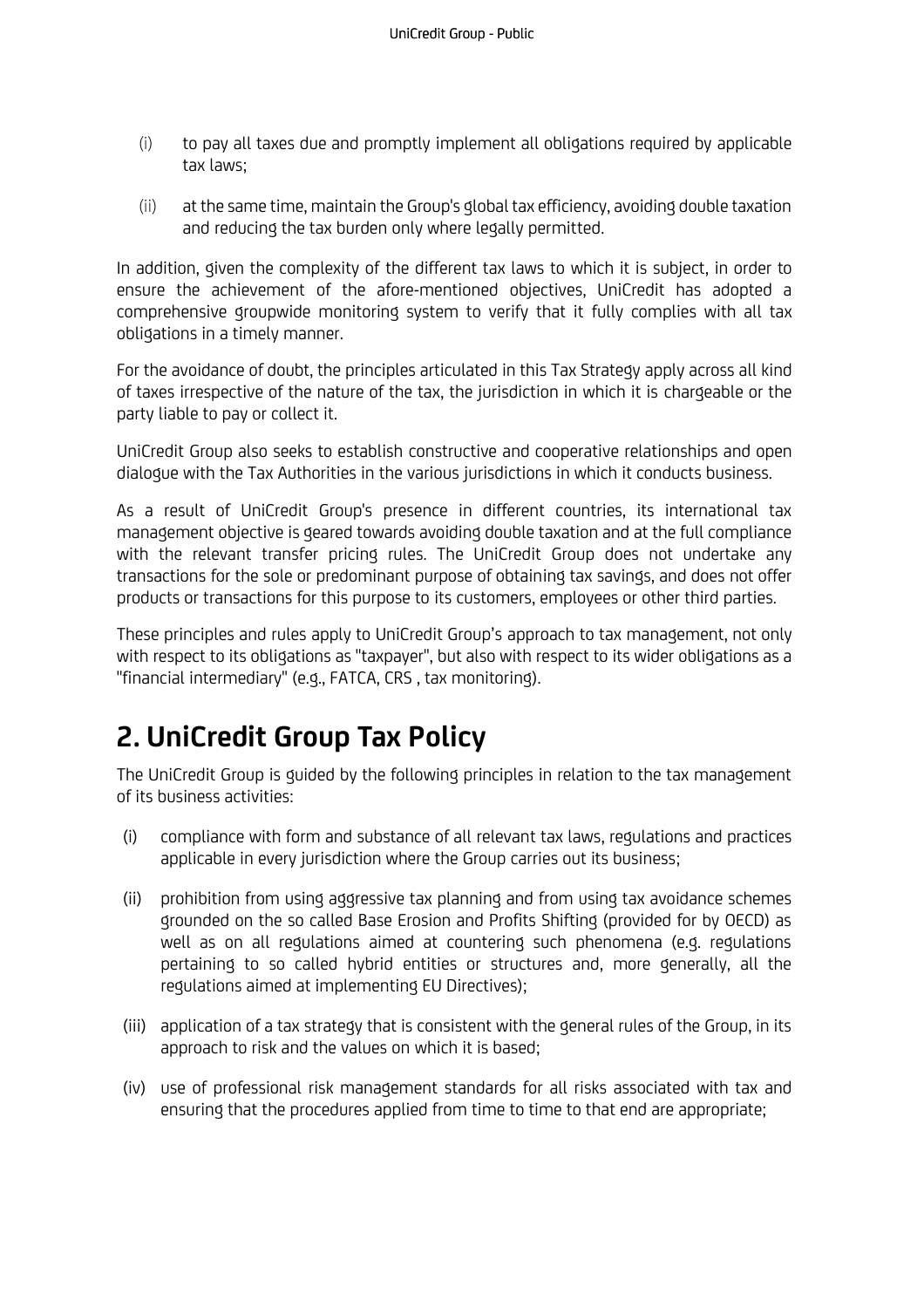(i) to pay all taxes due and promptly implement all obligations required by applicable tax laws;

(ii) at the same time, maintain the Group's global tax efficiency, avoiding double taxation and reducing the tax burden only where legally permitted.

In addition, given the complexity of the different tax laws to which it is subject, in order to ensure the achievement of the afore-mentioned objectives, UniCredit has adopted a comprehensive groupwide monitoring system to verify that it fully complies with all tax obligations in a timely manner.

For the avoidance of doubt, the principles articulated in this Tax Strategy apply across all kind of taxes irrespective of the nature of the tax, the jurisdiction in which it is chargeable or the party liable to pay or collect it.

UniCredit Group also seeks to establish constructive and cooperative relationships and open dialogue with the Tax Authorities in the various jurisdictions in which it conducts business.

As a result of UniCredit Group's presence in different countries, its international tax management objective is geared towards avoiding double taxation and at the full compliance with the relevant transfer pricing rules. The UniCredit Group does not undertake any transactions for the sole or predominant purpose of obtaining tax savings, and does not offer products or transactions for this purpose to its customers, employees or other third parties.

These principles and rules apply to UniCredit Group's approach to tax management, not only with respect to its obligations as "taxpayer", but also with respect to its wider obligations as a "financial intermediary" (e.g., FATCA, CRS , tax monitoring).

# 2. UniCredit Group Tax Policy

The UniCredit Group is guided by the following principles in relation to the tax management of its business activities:

(i) compliance with form and substance of all relevant tax laws, regulations and practices applicable in every jurisdiction where the Group carries out its business;

(ii) prohibition from using aggressive tax planning and from using tax avoidance schemes grounded on the so called Base Erosion and Profits Shifting (provided for by OECD) as well as on all regulations aimed at countering such phenomena (e.g. regulations pertaining to so called hybrid entities or structures and, more generally, all the regulations aimed at implementing EU Directives);

(iii) application of a tax strategy that is consistent with the general rules of the Group, in its approach to risk and the values on which it is based;

(iv) use of professional risk management standards for all risks associated with tax and ensuring that the procedures applied from time to time to that end are appropriate;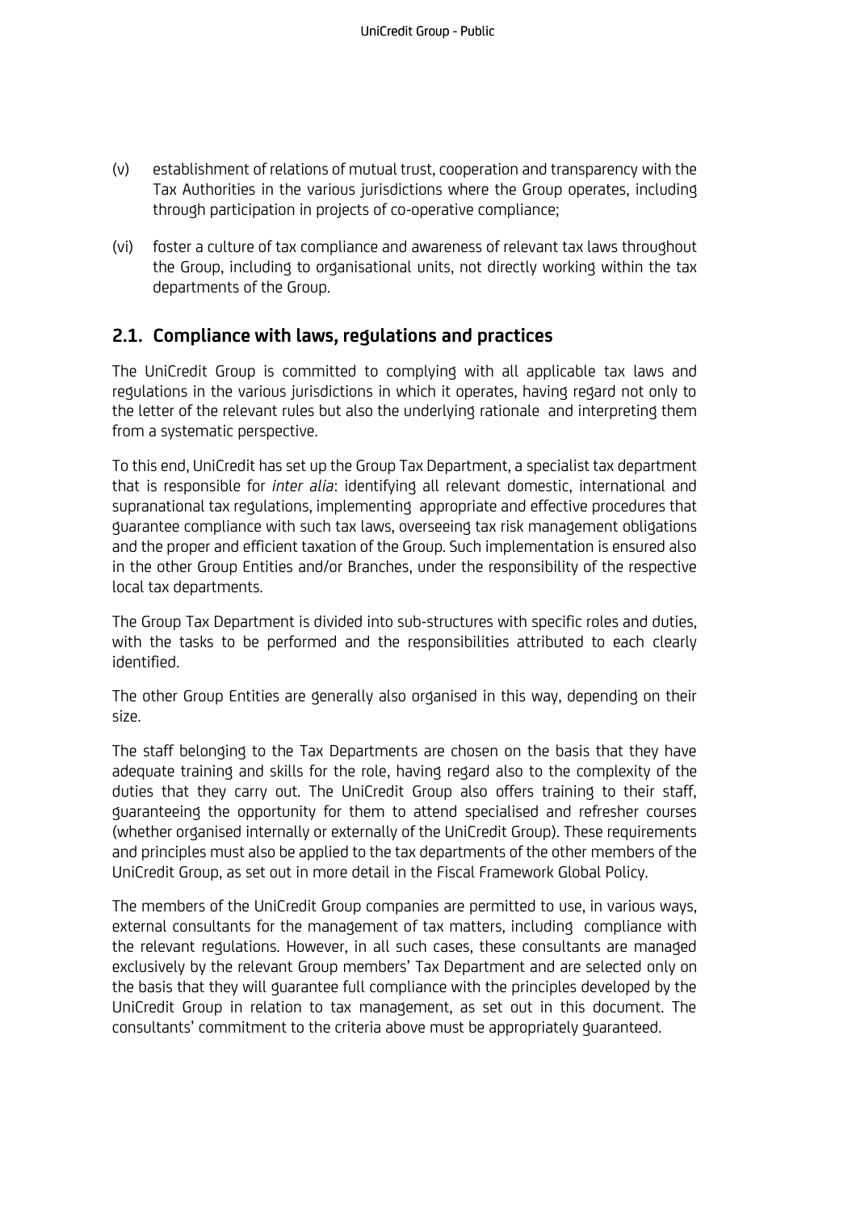(v) establishment of relations of mutual trust, cooperation and transparency with the Tax Authorities in the various jurisdictions where the Group operates, including through participation in projects of co-operative compliance;

(vi) foster a culture of tax compliance and awareness of relevant tax laws throughout the Group, including to organisational units, not directly working within the tax departments of the Group.

## 2.1. Compliance with laws, regulations and practices

The UniCredit Group is committed to complying with all applicable tax laws and regulations in the various jurisdictions in which it operates, having regard not only to the letter of the relevant rules but also the underlying rationale and interpreting them from a systematic perspective.

To this end, UniCredit has set up the Group Tax Department, a specialist tax department that is responsible for *inter alia*: identifying all relevant domestic, international and supranational tax regulations, implementing appropriate and effective procedures that guarantee compliance with such tax laws, overseeing tax risk management obligations and the proper and efficient taxation of the Group. Such implementation is ensured also in the other Group Entities and/or Branches, under the responsibility of the respective local tax departments.

The Group Tax Department is divided into sub-structures with specific roles and duties, with the tasks to be performed and the responsibilities attributed to each clearly identified.

The other Group Entities are generally also organised in this way, depending on their size.

The staff belonging to the Tax Departments are chosen on the basis that they have adequate training and skills for the role, having regard also to the complexity of the duties that they carry out. The UniCredit Group also offers training to their staff, guaranteeing the opportunity for them to attend specialised and refresher courses (whether organised internally or externally of the UniCredit Group). These requirements and principles must also be applied to the tax departments of the other members of the UniCredit Group, as set out in more detail in the Fiscal Framework Global Policy.

The members of the UniCredit Group companies are permitted to use, in various ways, external consultants for the management of tax matters, including compliance with the relevant regulations. However, in all such cases, these consultants are managed exclusively by the relevant Group members' Tax Department and are selected only on the basis that they will guarantee full compliance with the principles developed by the UniCredit Group in relation to tax management, as set out in this document. The consultants' commitment to the criteria above must be appropriately guaranteed.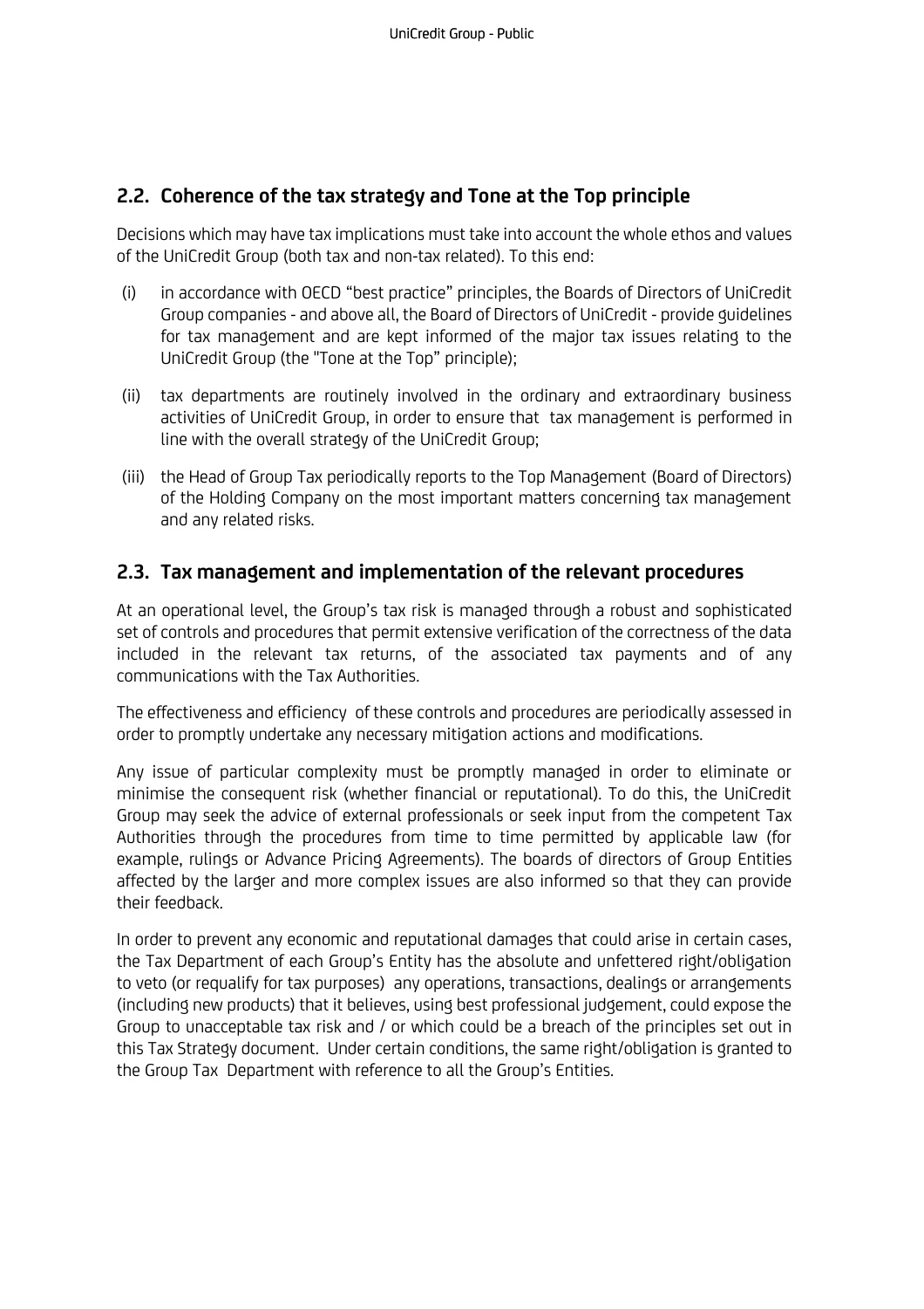## 2.2. Coherence of the tax strategy and Tone at the Top principle

Decisions which may have tax implications must take into account the whole ethos and values of the UniCredit Group (both tax and non-tax related). To this end:

(i) in accordance with OECD "best practice" principles, the Boards of Directors of UniCredit Group companies - and above all, the Board of Directors of UniCredit - provide guidelines for tax management and are kept informed of the major tax issues relating to the UniCredit Group (the "Tone at the Top" principle);

(ii) tax departments are routinely involved in the ordinary and extraordinary business activities of UniCredit Group, in order to ensure that tax management is performed in line with the overall strategy of the UniCredit Group;

(iii) the Head of Group Tax periodically reports to the Top Management (Board of Directors) of the Holding Company on the most important matters concerning tax management and any related risks.

## 2.3. Tax management and implementation of the relevant procedures

At an operational level, the Group's tax risk is managed through a robust and sophisticated set of controls and procedures that permit extensive verification of the correctness of the data included in the relevant tax returns, of the associated tax payments and of any communications with the Tax Authorities.

The effectiveness and efficiency of these controls and procedures are periodically assessed in order to promptly undertake any necessary mitigation actions and modifications.

Any issue of particular complexity must be promptly managed in order to eliminate or minimise the consequent risk (whether financial or reputational). To do this, the UniCredit Group may seek the advice of external professionals or seek input from the competent Tax Authorities through the procedures from time to time permitted by applicable law (for example, rulings or Advance Pricing Agreements). The boards of directors of Group Entities affected by the larger and more complex issues are also informed so that they can provide their feedback.

In order to prevent any economic and reputational damages that could arise in certain cases, the Tax Department of each Group's Entity has the absolute and unfettered right/obligation to veto (or requalify for tax purposes) any operations, transactions, dealings or arrangements (including new products) that it believes, using best professional judgement, could expose the Group to unacceptable tax risk and / or which could be a breach of the principles set out in this Tax Strategy document. Under certain conditions, the same right/obligation is granted to the Group Tax Department with reference to all the Group's Entities.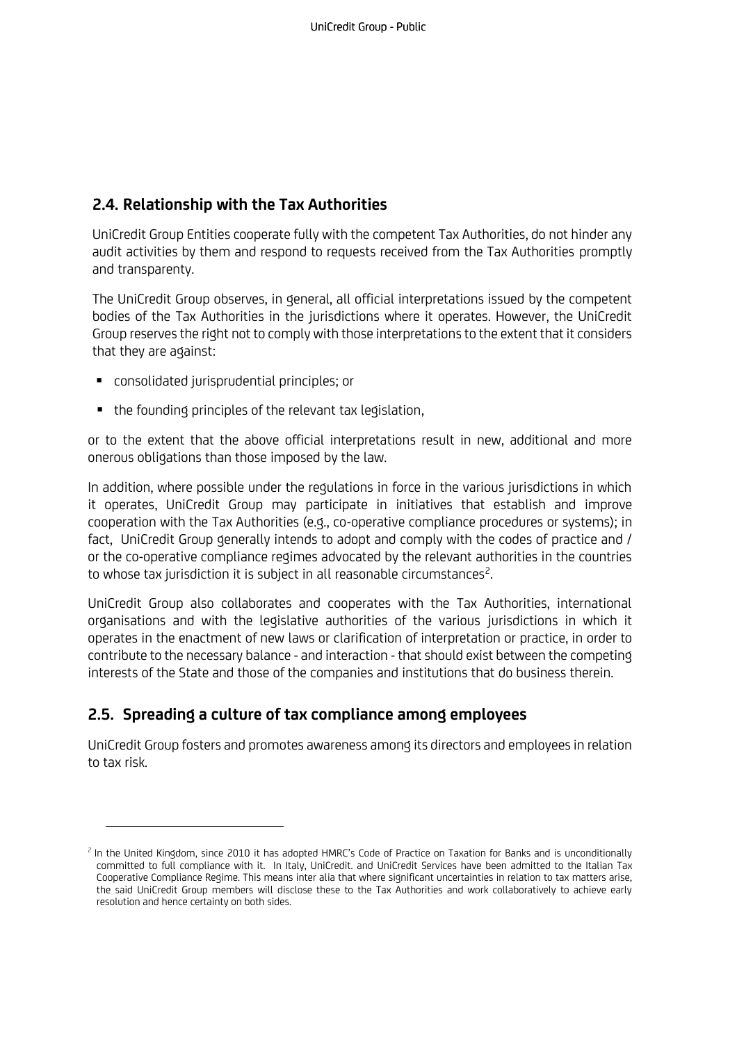## 2.4. Relationship with the Tax Authorities

UniCredit Group Entities cooperate fully with the competent Tax Authorities, do not hinder any audit activities by them and respond to requests received from the Tax Authorities promptly and transparenty.

The UniCredit Group observes, in general, all official interpretations issued by the competent bodies of the Tax Authorities in the jurisdictions where it operates. However, the UniCredit Group reserves the right not to comply with those interpretations to the extent that it considers that they are against:

- consolidated jurisprudential principles; or
- the founding principles of the relevant tax legislation,

or to the extent that the above official interpretations result in new, additional and more onerous obligations than those imposed by the law.

In addition, where possible under the regulations in force in the various jurisdictions in which it operates, UniCredit Group may participate in initiatives that establish and improve cooperation with the Tax Authorities (e.g., co-operative compliance procedures or systems); in fact, UniCredit Group generally intends to adopt and comply with the codes of practice and / or the co-operative compliance regimes advocated by the relevant authorities in the countries to whose tax jurisdiction it is subject in all reasonable circumstances[2].

UniCredit Group also collaborates and cooperates with the Tax Authorities, international organisations and with the legislative authorities of the various jurisdictions in which it operates in the enactment of new laws or clarification of interpretation or practice, in order to contribute to the necessary balance - and interaction - that should exist between the competing interests of the State and those of the companies and institutions that do business therein.

## 2.5. Spreading a culture of tax compliance among employees

UniCredit Group fosters and promotes awareness among its directors and employees in relation to tax risk.

---

[2] In the United Kingdom, since 2010 it has adopted HMRC's Code of Practice on Taxation for Banks and is unconditionally committed to full compliance with it. In Italy, UniCredit. and UniCredit Services have been admitted to the Italian Tax Cooperative Compliance Regime. This means inter alia that where significant uncertainties in relation to tax matters arise, the said UniCredit Group members will disclose these to the Tax Authorities and work collaboratively to achieve early resolution and hence certainty on both sides.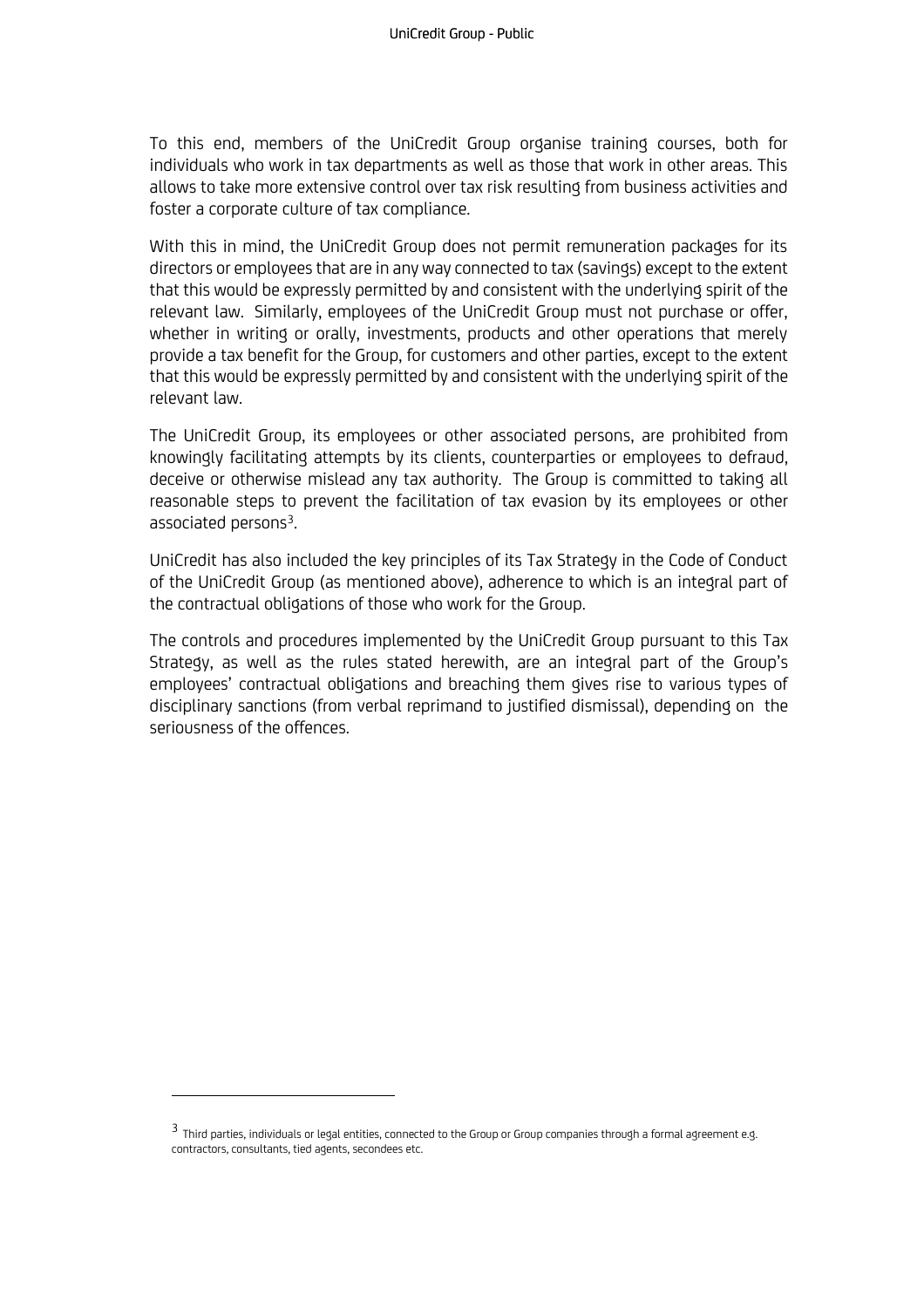To this end, members of the UniCredit Group organise training courses, both for individuals who work in tax departments as well as those that work in other areas. This allows to take more extensive control over tax risk resulting from business activities and foster a corporate culture of tax compliance.

With this in mind, the UniCredit Group does not permit remuneration packages for its directors or employees that are in any way connected to tax (savings) except to the extent that this would be expressly permitted by and consistent with the underlying spirit of the relevant law. Similarly, employees of the UniCredit Group must not purchase or offer, whether in writing or orally, investments, products and other operations that merely provide a tax benefit for the Group, for customers and other parties, except to the extent that this would be expressly permitted by and consistent with the underlying spirit of the relevant law.

The UniCredit Group, its employees or other associated persons, are prohibited from knowingly facilitating attempts by its clients, counterparties or employees to defraud, deceive or otherwise mislead any tax authority. The Group is committed to taking all reasonable steps to prevent the facilitation of tax evasion by its employees or other associated persons[3].

UniCredit has also included the key principles of its Tax Strategy in the Code of Conduct of the UniCredit Group (as mentioned above), adherence to which is an integral part of the contractual obligations of those who work for the Group.

The controls and procedures implemented by the UniCredit Group pursuant to this Tax Strategy, as well as the rules stated herewith, are an integral part of the Group's employees' contractual obligations and breaching them gives rise to various types of disciplinary sanctions (from verbal reprimand to justified dismissal), depending on the seriousness of the offences.

---

[3] Third parties, individuals or legal entities, connected to the Group or Group companies through a formal agreement e.g. contractors, consultants, tied agents, secondees etc.